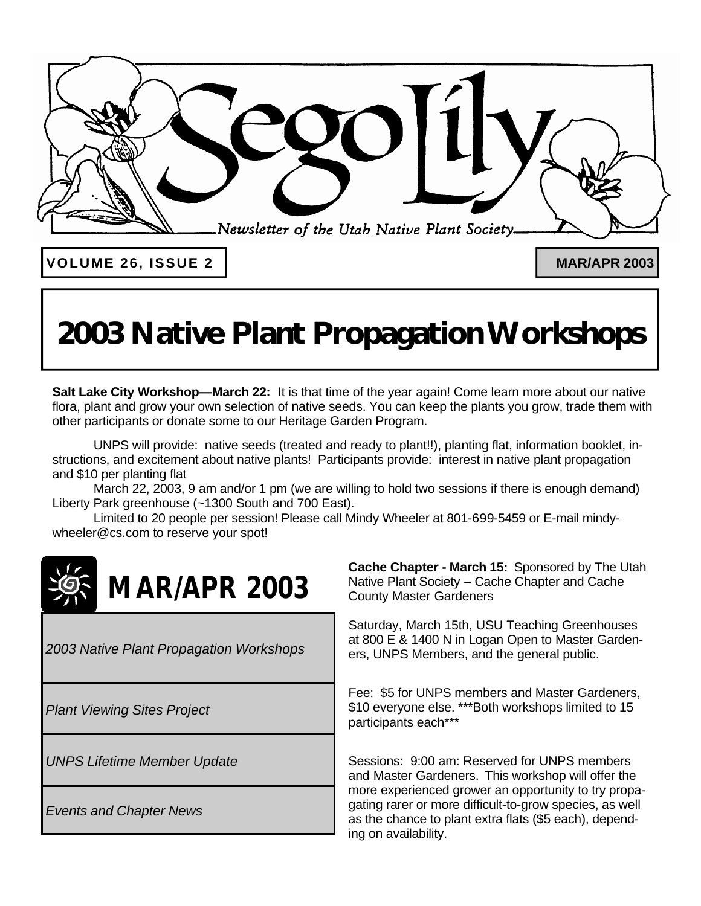# Sego Lily

*Newsletter of the Utah Native Plant Society*

**VOLUME 26, ISSUE 2** | **MAR/APR 2003**

# 2003 Native Plant Propagation Workshops

**Salt Lake City Workshop—March 22:** It is that time of the year again! Come learn more about our native flora, plant and grow your own selection of native seeds. You can keep the plants you grow, trade them with other participants or donate some to our Heritage Garden Program.

UNPS will provide: native seeds (treated and ready to plant!!), planting flat, information booklet, instructions, and excitement about native plants! Participants provide: interest in native plant propagation and $10 per planting flat

March 22, 2003, 9 am and/or 1 pm (we are willing to hold two sessions if there is enough demand) Liberty Park greenhouse (~1300 South and 700 East).

Limited to 20 people per session! Please call Mindy Wheeler at 801-699-5459 or E-mail mindywheeler@cs.com to reserve your spot!

## MAR/APR 2003

- *2003 Native Plant Propagation Workshops*
- *Plant Viewing Sites Project*
- *UNPS Lifetime Member Update*
- *Events and Chapter News*

**Cache Chapter - March 15:** Sponsored by The Utah Native Plant Society – Cache Chapter and Cache County Master Gardeners

Saturday, March 15th, USU Teaching Greenhouses at 800 E & 1400 N in Logan Open to Master Gardeners, UNPS Members, and the general public.

Fee: $5 for UNPS members and Master Gardeners, $10 everyone else. ***Both workshops limited to 15 participants each***

Sessions: 9:00 am: Reserved for UNPS members and Master Gardeners. This workshop will offer the more experienced grower an opportunity to try propagating rarer or more difficult-to-grow species, as well as the chance to plant extra flats ($5 each), depending on availability.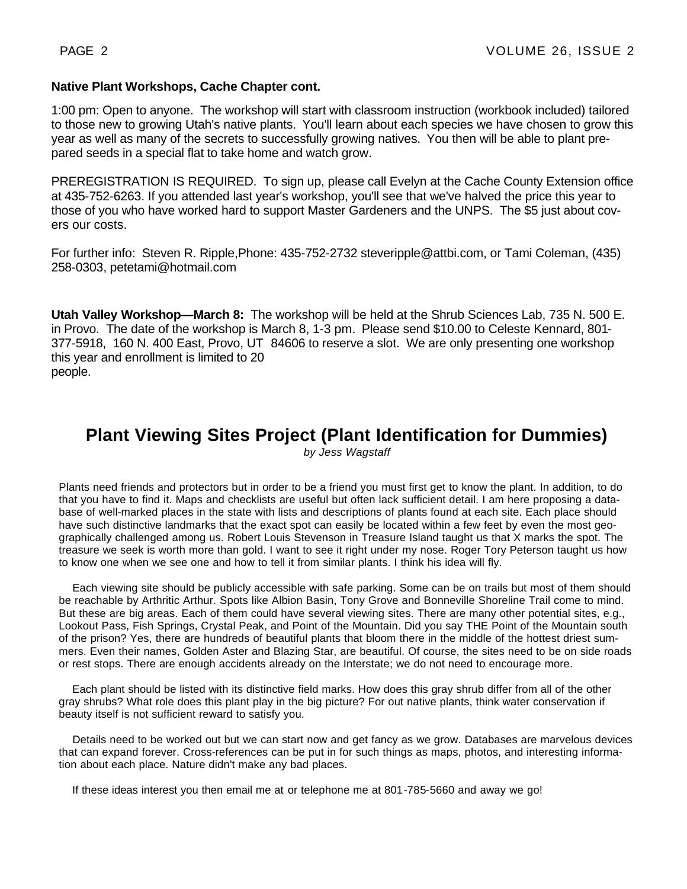**Native Plant Workshops, Cache Chapter cont.**

1:00 pm: Open to anyone. The workshop will start with classroom instruction (workbook included) tailored to those new to growing Utah's native plants. You'll learn about each species we have chosen to grow this year as well as many of the secrets to successfully growing natives. You then will be able to plant prepared seeds in a special flat to take home and watch grow.

PREREGISTRATION IS REQUIRED. To sign up, please call Evelyn at the Cache County Extension office at 435-752-6263. If you attended last year's workshop, you'll see that we've halved the price this year to those of you who have worked hard to support Master Gardeners and the UNPS. The $5 just about covers our costs.

For further info: Steven R. Ripple,Phone: 435-752-2732 steveripple@attbi.com, or Tami Coleman, (435) 258-0303, petetami@hotmail.com

**Utah Valley Workshop—March 8:** The workshop will be held at the Shrub Sciences Lab, 735 N. 500 E. in Provo. The date of the workshop is March 8, 1-3 pm. Please send $10.00 to Celeste Kennard, 801-377-5918, 160 N. 400 East, Provo, UT 84606 to reserve a slot. We are only presenting one workshop this year and enrollment is limited to 20 people.

## Plant Viewing Sites Project (Plant Identification for Dummies)

*by Jess Wagstaff*

Plants need friends and protectors but in order to be a friend you must first get to know the plant. In addition, to do that you have to find it. Maps and checklists are useful but often lack sufficient detail. I am here proposing a database of well-marked places in the state with lists and descriptions of plants found at each site. Each place should have such distinctive landmarks that the exact spot can easily be located within a few feet by even the most geographically challenged among us. Robert Louis Stevenson in Treasure Island taught us that X marks the spot. The treasure we seek is worth more than gold. I want to see it right under my nose. Roger Tory Peterson taught us how to know one when we see one and how to tell it from similar plants. I think his idea will fly.

Each viewing site should be publicly accessible with safe parking. Some can be on trails but most of them should be reachable by Arthritic Arthur. Spots like Albion Basin, Tony Grove and Bonneville Shoreline Trail come to mind. But these are big areas. Each of them could have several viewing sites. There are many other potential sites, e.g., Lookout Pass, Fish Springs, Crystal Peak, and Point of the Mountain. Did you say THE Point of the Mountain south of the prison? Yes, there are hundreds of beautiful plants that bloom there in the middle of the hottest driest summers. Even their names, Golden Aster and Blazing Star, are beautiful. Of course, the sites need to be on side roads or rest stops. There are enough accidents already on the Interstate; we do not need to encourage more.

Each plant should be listed with its distinctive field marks. How does this gray shrub differ from all of the other gray shrubs? What role does this plant play in the big picture? For out native plants, think water conservation if beauty itself is not sufficient reward to satisfy you.

Details need to be worked out but we can start now and get fancy as we grow. Databases are marvelous devices that can expand forever. Cross-references can be put in for such things as maps, photos, and interesting information about each place. Nature didn't make any bad places.

If these ideas interest you then email me at or telephone me at 801-785-5660 and away we go!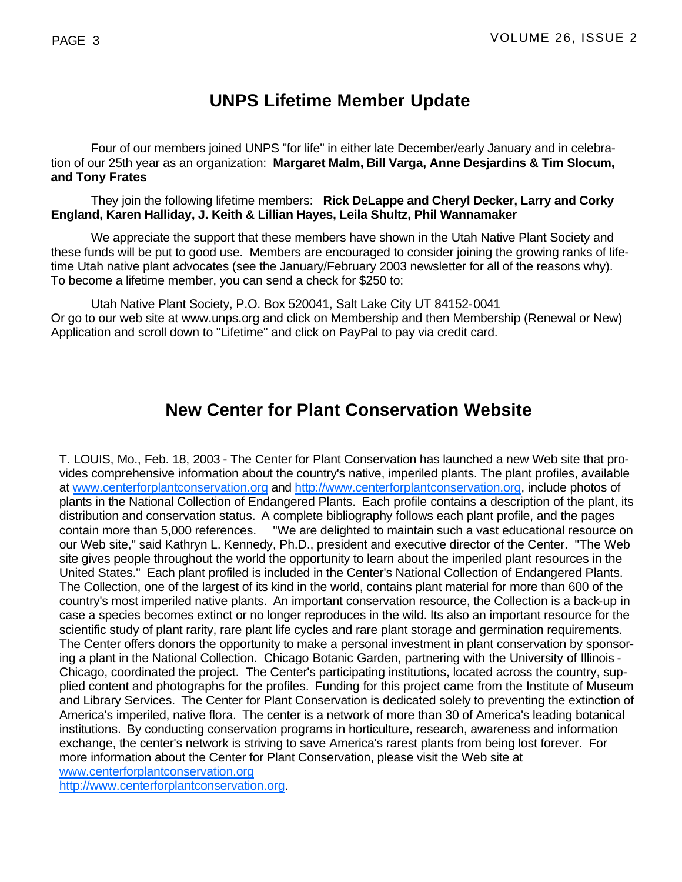## UNPS Lifetime Member Update

Four of our members joined UNPS "for life" in either late December/early January and in celebration of our 25th year as an organization: **Margaret Malm, Bill Varga, Anne Desjardins & Tim Slocum, and Tony Frates**

They join the following lifetime members: **Rick DeLappe and Cheryl Decker, Larry and Corky England, Karen Halliday, J. Keith & Lillian Hayes, Leila Shultz, Phil Wannamaker**

We appreciate the support that these members have shown in the Utah Native Plant Society and these funds will be put to good use. Members are encouraged to consider joining the growing ranks of lifetime Utah native plant advocates (see the January/February 2003 newsletter for all of the reasons why). To become a lifetime member, you can send a check for $250 to:

Utah Native Plant Society, P.O. Box 520041, Salt Lake City UT 84152-0041
Or go to our web site at www.unps.org and click on Membership and then Membership (Renewal or New) Application and scroll down to "Lifetime" and click on PayPal to pay via credit card.

## New Center for Plant Conservation Website

T. LOUIS, Mo., Feb. 18, 2003 - The Center for Plant Conservation has launched a new Web site that provides comprehensive information about the country's native, imperiled plants. The plant profiles, available at www.centerforplantconservation.org and http://www.centerforplantconservation.org, include photos of plants in the National Collection of Endangered Plants. Each profile contains a description of the plant, its distribution and conservation status. A complete bibliography follows each plant profile, and the pages contain more than 5,000 references. "We are delighted to maintain such a vast educational resource on our Web site," said Kathryn L. Kennedy, Ph.D., president and executive director of the Center. "The Web site gives people throughout the world the opportunity to learn about the imperiled plant resources in the United States." Each plant profiled is included in the Center's National Collection of Endangered Plants. The Collection, one of the largest of its kind in the world, contains plant material for more than 600 of the country's most imperiled native plants. An important conservation resource, the Collection is a back-up in case a species becomes extinct or no longer reproduces in the wild. Its also an important resource for the scientific study of plant rarity, rare plant life cycles and rare plant storage and germination requirements. The Center offers donors the opportunity to make a personal investment in plant conservation by sponsoring a plant in the National Collection. Chicago Botanic Garden, partnering with the University of Illinois - Chicago, coordinated the project. The Center's participating institutions, located across the country, supplied content and photographs for the profiles. Funding for this project came from the Institute of Museum and Library Services. The Center for Plant Conservation is dedicated solely to preventing the extinction of America's imperiled, native flora. The center is a network of more than 30 of America's leading botanical institutions. By conducting conservation programs in horticulture, research, awareness and information exchange, the center's network is striving to save America's rarest plants from being lost forever. For more information about the Center for Plant Conservation, please visit the Web site at www.centerforplantconservation.org
http://www.centerforplantconservation.org.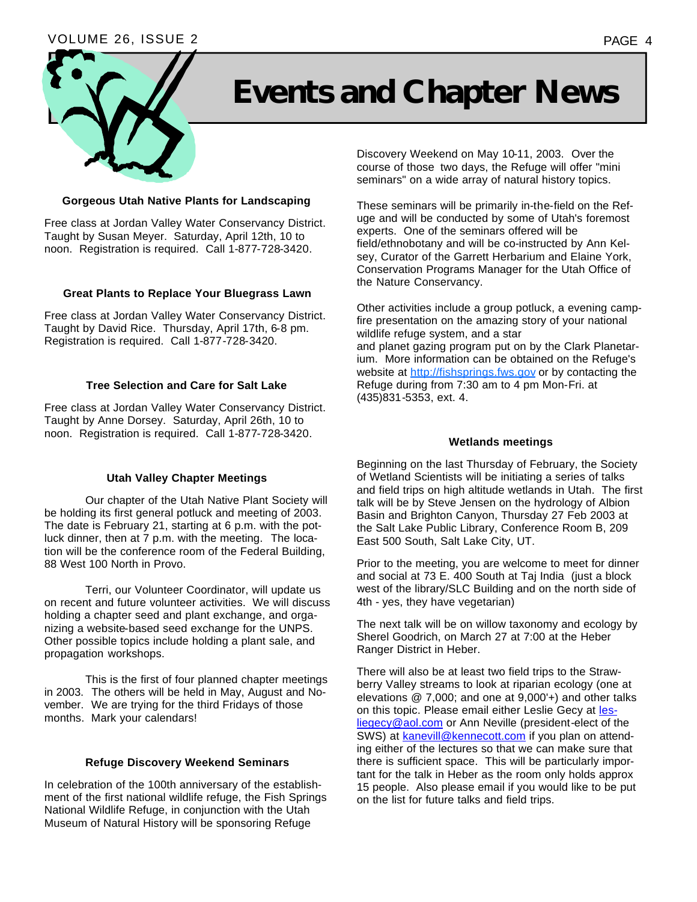# Events and Chapter News

### Gorgeous Utah Native Plants for Landscaping

Free class at Jordan Valley Water Conservancy District. Taught by Susan Meyer. Saturday, April 12th, 10 to noon. Registration is required. Call 1-877-728-3420.

### Great Plants to Replace Your Bluegrass Lawn

Free class at Jordan Valley Water Conservancy District. Taught by David Rice. Thursday, April 17th, 6-8 pm. Registration is required. Call 1-877-728-3420.

### Tree Selection and Care for Salt Lake

Free class at Jordan Valley Water Conservancy District. Taught by Anne Dorsey. Saturday, April 26th, 10 to noon. Registration is required. Call 1-877-728-3420.

### Utah Valley Chapter Meetings

Our chapter of the Utah Native Plant Society will be holding its first general potluck and meeting of 2003. The date is February 21, starting at 6 p.m. with the potluck dinner, then at 7 p.m. with the meeting. The location will be the conference room of the Federal Building, 88 West 100 North in Provo.

Terri, our Volunteer Coordinator, will update us on recent and future volunteer activities. We will discuss holding a chapter seed and plant exchange, and organizing a website-based seed exchange for the UNPS. Other possible topics include holding a plant sale, and propagation workshops.

This is the first of four planned chapter meetings in 2003. The others will be held in May, August and November. We are trying for the third Fridays of those months. Mark your calendars!

### Refuge Discovery Weekend Seminars

In celebration of the 100th anniversary of the establishment of the first national wildlife refuge, the Fish Springs National Wildlife Refuge, in conjunction with the Utah Museum of Natural History will be sponsoring Refuge Discovery Weekend on May 10-11, 2003. Over the course of those two days, the Refuge will offer "mini seminars" on a wide array of natural history topics.

These seminars will be primarily in-the-field on the Refuge and will be conducted by some of Utah's foremost experts. One of the seminars offered will be field/ethnobotany and will be co-instructed by Ann Kelsey, Curator of the Garrett Herbarium and Elaine York, Conservation Programs Manager for the Utah Office of the Nature Conservancy.

Other activities include a group potluck, a evening campfire presentation on the amazing story of your national wildlife refuge system, and a star and planet gazing program put on by the Clark Planetarium. More information can be obtained on the Refuge's website at http://fishsprings.fws.gov or by contacting the Refuge during from 7:30 am to 4 pm Mon-Fri. at (435)831-5353, ext. 4.

### Wetlands meetings

Beginning on the last Thursday of February, the Society of Wetland Scientists will be initiating a series of talks and field trips on high altitude wetlands in Utah. The first talk will be by Steve Jensen on the hydrology of Albion Basin and Brighton Canyon, Thursday 27 Feb 2003 at the Salt Lake Public Library, Conference Room B, 209 East 500 South, Salt Lake City, UT.

Prior to the meeting, you are welcome to meet for dinner and social at 73 E. 400 South at Taj India (just a block west of the library/SLC Building and on the north side of 4th - yes, they have vegetarian)

The next talk will be on willow taxonomy and ecology by Sherel Goodrich, on March 27 at 7:00 at the Heber Ranger District in Heber.

There will also be at least two field trips to the Strawberry Valley streams to look at riparian ecology (one at elevations @ 7,000; and one at 9,000'+) and other talks on this topic. Please email either Leslie Gecy at lesliegecy@aol.com or Ann Neville (president-elect of the SWS) at kanevill@kennecott.com if you plan on attending either of the lectures so that we can make sure that there is sufficient space. This will be particularly important for the talk in Heber as the room only holds approx 15 people. Also please email if you would like to be put on the list for future talks and field trips.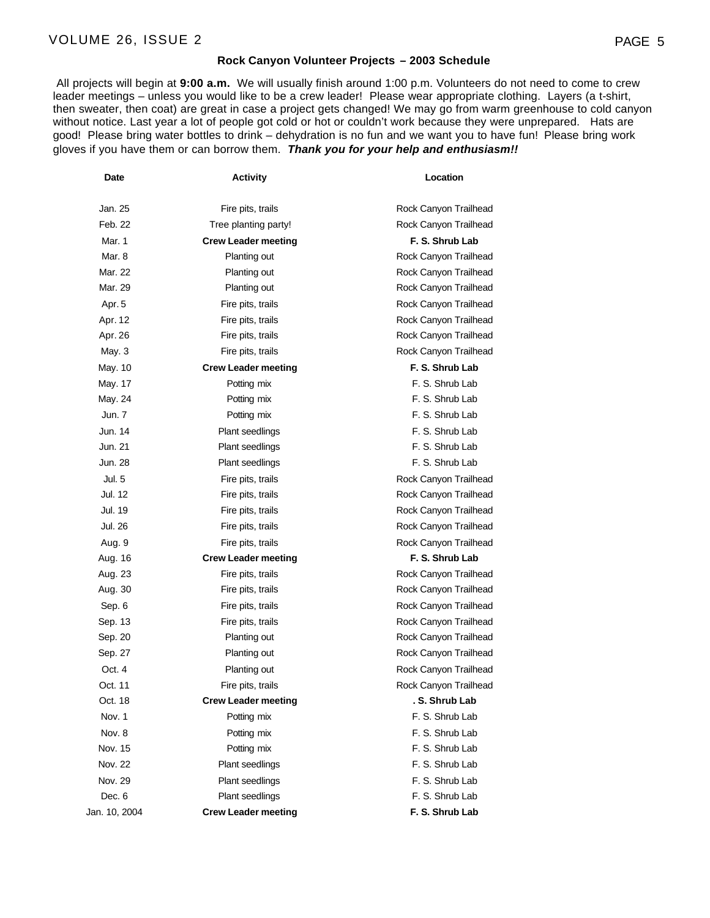## Rock Canyon Volunteer Projects – 2003 Schedule

All projects will begin at **9:00 a.m.** We will usually finish around 1:00 p.m. Volunteers do not need to come to crew leader meetings – unless you would like to be a crew leader! Please wear appropriate clothing. Layers (a t-shirt, then sweater, then coat) are great in case a project gets changed! We may go from warm greenhouse to cold canyon without notice. Last year a lot of people got cold or hot or couldn't work because they were unprepared. Hats are good! Please bring water bottles to drink – dehydration is no fun and we want you to have fun! Please bring work gloves if you have them or can borrow them. ***Thank you for your help and enthusiasm!!***

| Date | Activity | Location |
|---|---|---|
| Jan. 25 | Fire pits, trails | Rock Canyon Trailhead |
| Feb. 22 | Tree planting party! | Rock Canyon Trailhead |
| Mar. 1 | **Crew Leader meeting** | **F. S. Shrub Lab** |
| Mar. 8 | Planting out | Rock Canyon Trailhead |
| Mar. 22 | Planting out | Rock Canyon Trailhead |
| Mar. 29 | Planting out | Rock Canyon Trailhead |
| Apr. 5 | Fire pits, trails | Rock Canyon Trailhead |
| Apr. 12 | Fire pits, trails | Rock Canyon Trailhead |
| Apr. 26 | Fire pits, trails | Rock Canyon Trailhead |
| May. 3 | Fire pits, trails | Rock Canyon Trailhead |
| May. 10 | **Crew Leader meeting** | **F. S. Shrub Lab** |
| May. 17 | Potting mix | F. S. Shrub Lab |
| May. 24 | Potting mix | F. S. Shrub Lab |
| Jun. 7 | Potting mix | F. S. Shrub Lab |
| Jun. 14 | Plant seedlings | F. S. Shrub Lab |
| Jun. 21 | Plant seedlings | F. S. Shrub Lab |
| Jun. 28 | Plant seedlings | F. S. Shrub Lab |
| Jul. 5 | Fire pits, trails | Rock Canyon Trailhead |
| Jul. 12 | Fire pits, trails | Rock Canyon Trailhead |
| Jul. 19 | Fire pits, trails | Rock Canyon Trailhead |
| Jul. 26 | Fire pits, trails | Rock Canyon Trailhead |
| Aug. 9 | Fire pits, trails | Rock Canyon Trailhead |
| Aug. 16 | **Crew Leader meeting** | **F. S. Shrub Lab** |
| Aug. 23 | Fire pits, trails | Rock Canyon Trailhead |
| Aug. 30 | Fire pits, trails | Rock Canyon Trailhead |
| Sep. 6 | Fire pits, trails | Rock Canyon Trailhead |
| Sep. 13 | Fire pits, trails | Rock Canyon Trailhead |
| Sep. 20 | Planting out | Rock Canyon Trailhead |
| Sep. 27 | Planting out | Rock Canyon Trailhead |
| Oct. 4 | Planting out | Rock Canyon Trailhead |
| Oct. 11 | Fire pits, trails | Rock Canyon Trailhead |
| Oct. 18 | **Crew Leader meeting** | **. S. Shrub Lab** |
| Nov. 1 | Potting mix | F. S. Shrub Lab |
| Nov. 8 | Potting mix | F. S. Shrub Lab |
| Nov. 15 | Potting mix | F. S. Shrub Lab |
| Nov. 22 | Plant seedlings | F. S. Shrub Lab |
| Nov. 29 | Plant seedlings | F. S. Shrub Lab |
| Dec. 6 | Plant seedlings | F. S. Shrub Lab |
| Jan. 10, 2004 | **Crew Leader meeting** | **F. S. Shrub Lab** |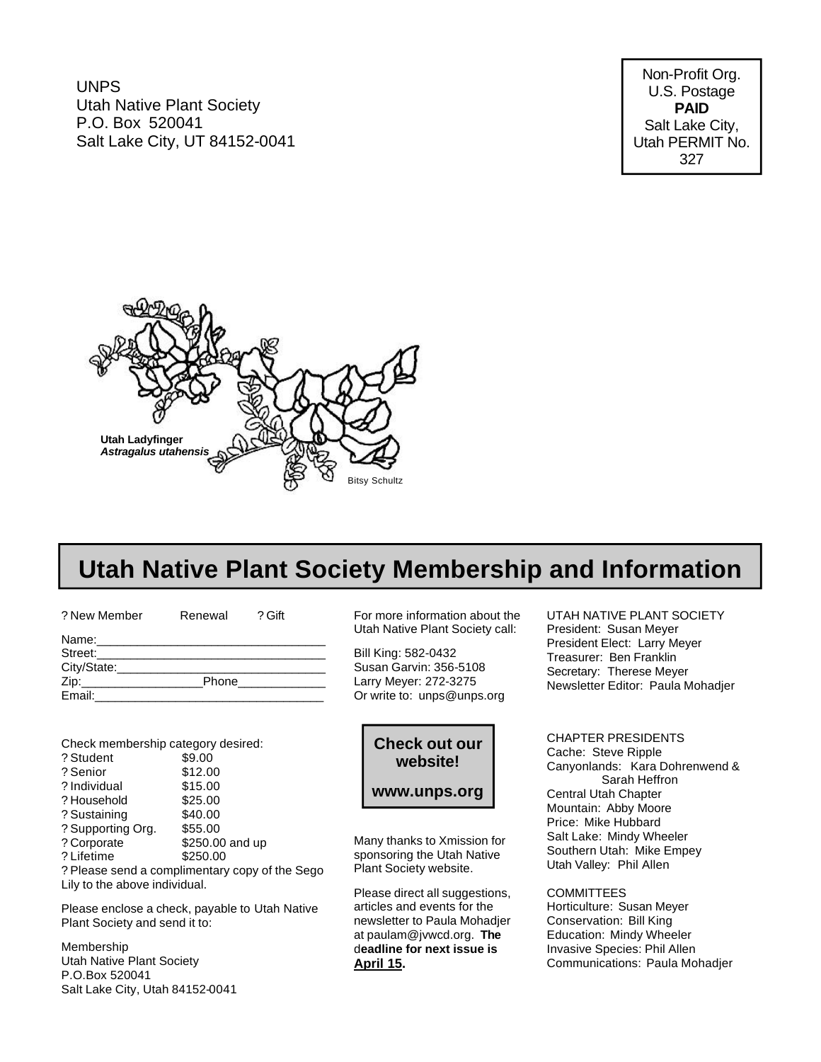UNPS
Utah Native Plant Society
P.O. Box 520041
Salt Lake City, UT 84152-0041

Non-Profit Org.
U.S. Postage
**PAID**
Salt Lake City,
Utah PERMIT No.
327

**Utah Ladyfinger**
***Astragalus utahensis***

Bitsy Schultz

# Utah Native Plant Society Membership and Information

? New Member Renewal ? Gift

Name:___________________________________
Street:__________________________________
City/State:_______________________________
Zip:__________________Phone_____________
Email:__________________________________

Check membership category desired:

| | |
|---|---|
| ? Student | $9.00 |
| ? Senior | $12.00 |
| ? Individual | $15.00 |
| ? Household | $25.00 |
| ? Sustaining | $40.00 |
| ? Supporting Org. | $55.00 |
| ? Corporate | $250.00 and up |
| ? Lifetime | $250.00 |

? Please send a complimentary copy of the Sego Lily to the above individual.

Please enclose a check, payable to Utah Native Plant Society and send it to:

Membership
Utah Native Plant Society
P.O.Box 520041
Salt Lake City, Utah 84152-0041

For more information about the Utah Native Plant Society call:

Bill King: 582-0432
Susan Garvin: 356-5108
Larry Meyer: 272-3275
Or write to: unps@unps.org

**Check out our website!**

**www.unps.org**

Many thanks to Xmission for sponsoring the Utah Native Plant Society website.

Please direct all suggestions, articles and events for the newsletter to Paula Mohadjer at paulam@jvwcd.org. **The deadline for next issue is <u>April 15</u>.**

UTAH NATIVE PLANT SOCIETY
President: Susan Meyer
President Elect: Larry Meyer
Treasurer: Ben Franklin
Secretary: Therese Meyer
Newsletter Editor: Paula Mohadjer

CHAPTER PRESIDENTS
Cache: Steve Ripple
Canyonlands: Kara Dohrenwend & Sarah Heffron
Central Utah Chapter
Mountain: Abby Moore
Price: Mike Hubbard
Salt Lake: Mindy Wheeler
Southern Utah: Mike Empey
Utah Valley: Phil Allen

COMMITTEES
Horticulture: Susan Meyer
Conservation: Bill King
Education: Mindy Wheeler
Invasive Species: Phil Allen
Communications: Paula Mohadjer